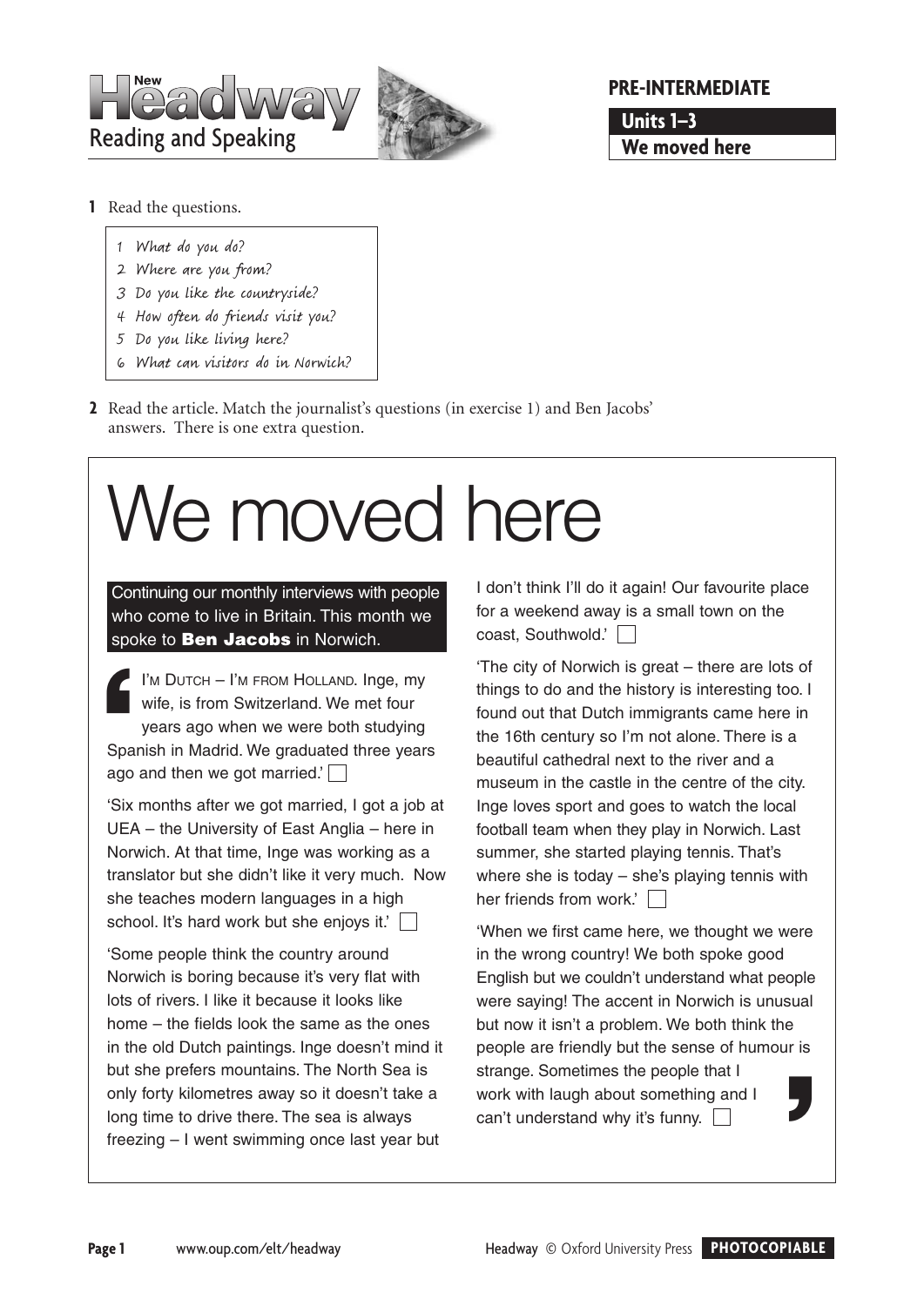**1** Read the questions.

1. What do you do?
2. Where are you from?
3. Do you like the countryside?
4. How often do friends visit you?
5. Do you like living here?
6. What can visitors do in Norwich?

**2** Read the article. Match the journalist's questions (in exercise 1) and Ben Jacobs' answers. There is one extra question.

# We moved here

Continuing our monthly interviews with people who come to live in Britain. This month we spoke to **Ben Jacobs** in Norwich.

'I'm Dutch – I'm from Holland. Inge, my wife, is from Switzerland. We met four years ago when we were both studying Spanish in Madrid. We graduated three years ago and then we got married.' ☐

'Six months after we got married, I got a job at UEA – the University of East Anglia – here in Norwich. At that time, Inge was working as a translator but she didn't like it very much. Now she teaches modern languages in a high school. It's hard work but she enjoys it.' ☐

'Some people think the country around Norwich is boring because it's very flat with lots of rivers. I like it because it looks like home – the fields look the same as the ones in the old Dutch paintings. Inge doesn't mind it but she prefers mountains. The North Sea is only forty kilometres away so it doesn't take a long time to drive there. The sea is always freezing – I went swimming once last year but I don't think I'll do it again! Our favourite place for a weekend away is a small town on the coast, Southwold.' ☐

'The city of Norwich is great – there are lots of things to do and the history is interesting too. I found out that Dutch immigrants came here in the 16th century so I'm not alone. There is a beautiful cathedral next to the river and a museum in the castle in the centre of the city. Inge loves sport and goes to watch the local football team when they play in Norwich. Last summer, she started playing tennis. That's where she is today – she's playing tennis with her friends from work.' ☐

'When we first came here, we thought we were in the wrong country! We both spoke good English but we couldn't understand what people were saying! The accent in Norwich is unusual but now it isn't a problem. We both think the people are friendly but the sense of humour is strange. Sometimes the people that I work with laugh about something and I can't understand why it's funny.' ☐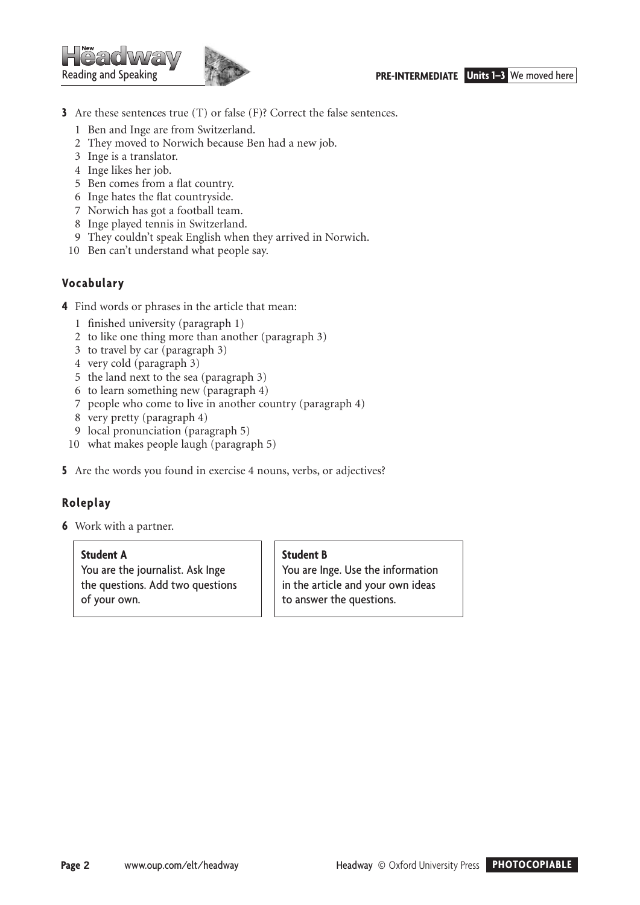**3** Are these sentences true (T) or false (F)? Correct the false sentences.

1. Ben and Inge are from Switzerland.
2. They moved to Norwich because Ben had a new job.
3. Inge is a translator.
4. Inge likes her job.
5. Ben comes from a flat country.
6. Inge hates the flat countryside.
7. Norwich has got a football team.
8. Inge played tennis in Switzerland.
9. They couldn't speak English when they arrived in Norwich.
10. Ben can't understand what people say.

## Vocabulary

**4** Find words or phrases in the article that mean:

1. finished university (paragraph 1)
2. to like one thing more than another (paragraph 3)
3. to travel by car (paragraph 3)
4. very cold (paragraph 3)
5. the land next to the sea (paragraph 3)
6. to learn something new (paragraph 4)
7. people who come to live in another country (paragraph 4)
8. very pretty (paragraph 4)
9. local pronunciation (paragraph 5)
10. what makes people laugh (paragraph 5)

**5** Are the words you found in exercise 4 nouns, verbs, or adjectives?

## Roleplay

**6** Work with a partner.

**Student A**
You are the journalist. Ask Inge the questions. Add two questions of your own.

**Student B**
You are Inge. Use the information in the article and your own ideas to answer the questions.